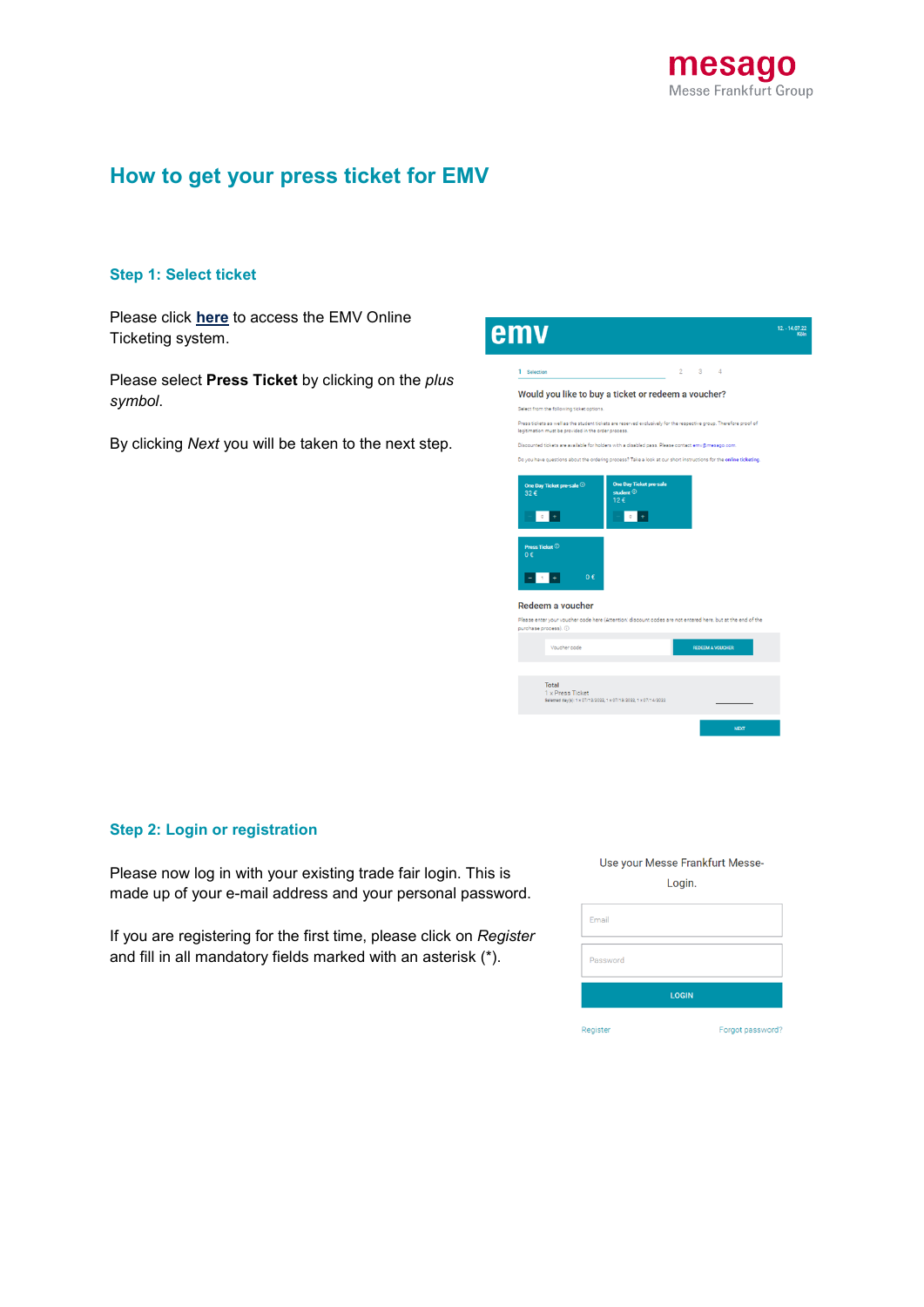# How to get your press ticket for EMV

## Step 1: Select ticket

Please click **here** to access the EMV Online Ticketing system.

Please select **Press Ticket** by clicking on the *plus symbol*.

By clicking *Next* you will be taken to the next step.

## Step 2: Login or registration

Please now log in with your existing trade fair login. This is made up of your e-mail address and your personal password.

If you are registering for the first time, please click on *Register* and fill in all mandatory fields marked with an asterisk (*).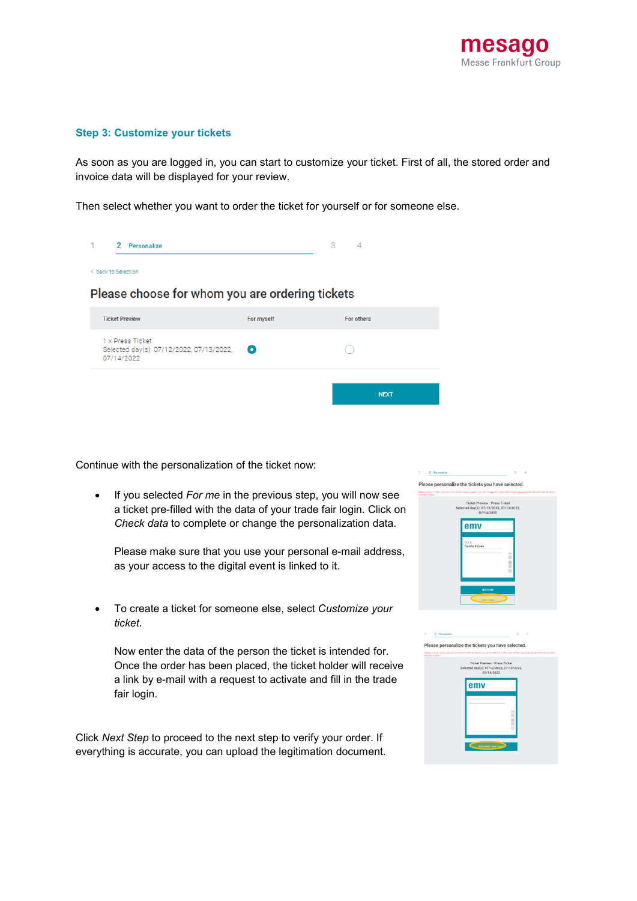### Step 3: Customize your tickets

As soon as you are logged in, you can start to customize your ticket. First of all, the stored order and invoice data will be displayed for your review.

Then select whether you want to order the ticket for yourself or for someone else.

1 **2 Personalize** 3 4

‹ back to Selection

**Please choose for whom you are ordering tickets**

| Ticket Preview | For myself | For others |
|---|---|---|
| 1 x Press Ticket<br>Selected day(s): 07/12/2022, 07/13/2022, 07/14/2022 | ◉ | ○ |

NEXT

Continue with the personalization of the ticket now:

- If you selected *For me* in the previous step, you will now see a ticket pre-filled with the data of your trade fair login. Click on *Check data* to complete or change the personalization data.

  Please make sure that you use your personal e-mail address, as your access to the digital event is linked to it.

- To create a ticket for someone else, select *Customize your ticket*.

  Now enter the data of the person the ticket is intended for. Once the order has been placed, the ticket holder will receive a link by e-mail with a request to activate and fill in the trade fair login.

Click *Next Step* to proceed to the next step to verify your order. If everything is accurate, you can upload the legitimation document.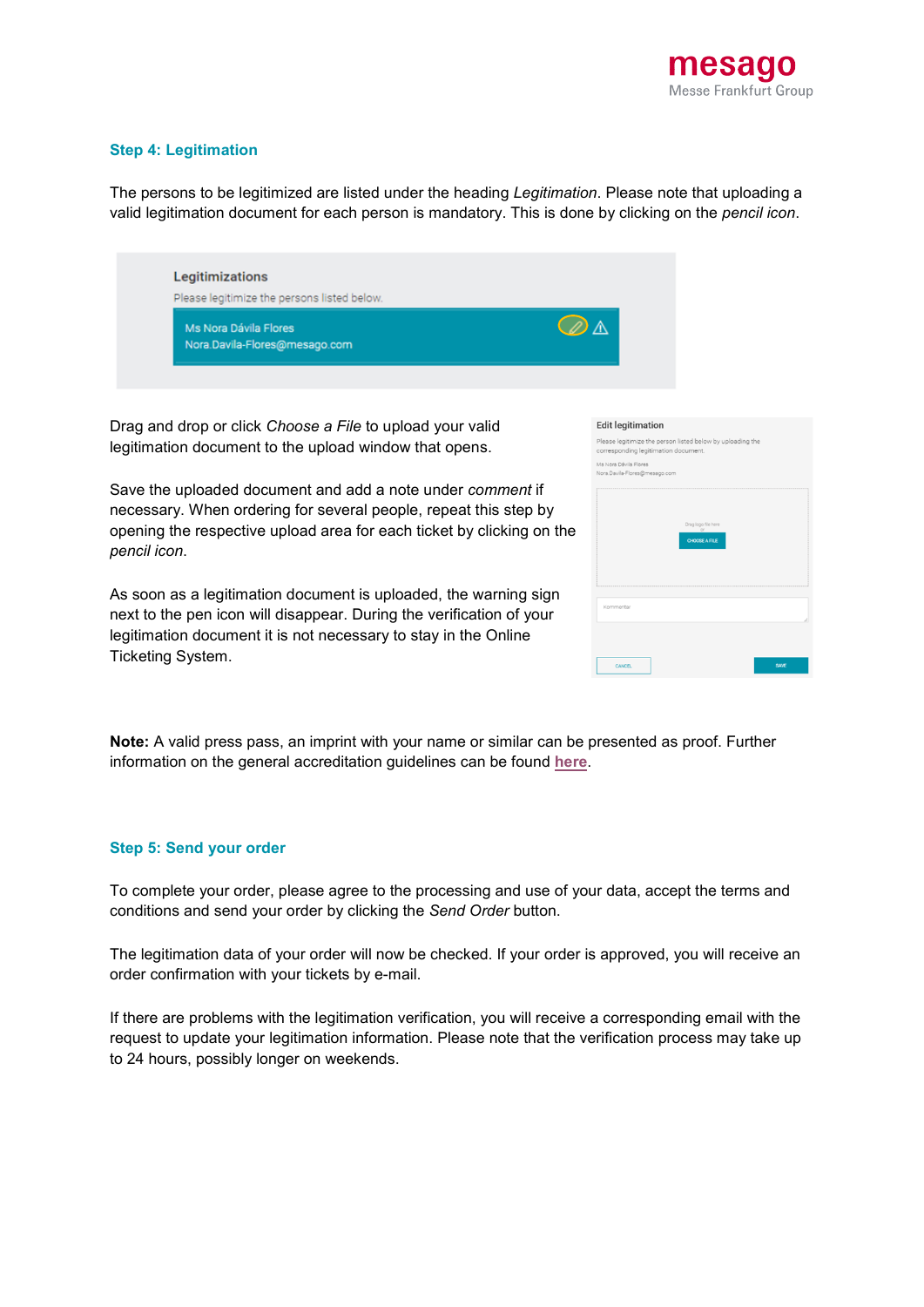### Step 4: Legitimation

The persons to be legitimized are listed under the heading *Legitimation*. Please note that uploading a valid legitimation document for each person is mandatory. This is done by clicking on the *pencil icon*.

Drag and drop or click *Choose a File* to upload your valid legitimation document to the upload window that opens.

Save the uploaded document and add a note under *comment* if necessary. When ordering for several people, repeat this step by opening the respective upload area for each ticket by clicking on the *pencil icon*.

As soon as a legitimation document is uploaded, the warning sign next to the pen icon will disappear. During the verification of your legitimation document it is not necessary to stay in the Online Ticketing System.

**Note:** A valid press pass, an imprint with your name or similar can be presented as proof. Further information on the general accreditation guidelines can be found **here**.

### Step 5: Send your order

To complete your order, please agree to the processing and use of your data, accept the terms and conditions and send your order by clicking the *Send Order* button.

The legitimation data of your order will now be checked. If your order is approved, you will receive an order confirmation with your tickets by e-mail.

If there are problems with the legitimation verification, you will receive a corresponding email with the request to update your legitimation information. Please note that the verification process may take up to 24 hours, possibly longer on weekends.